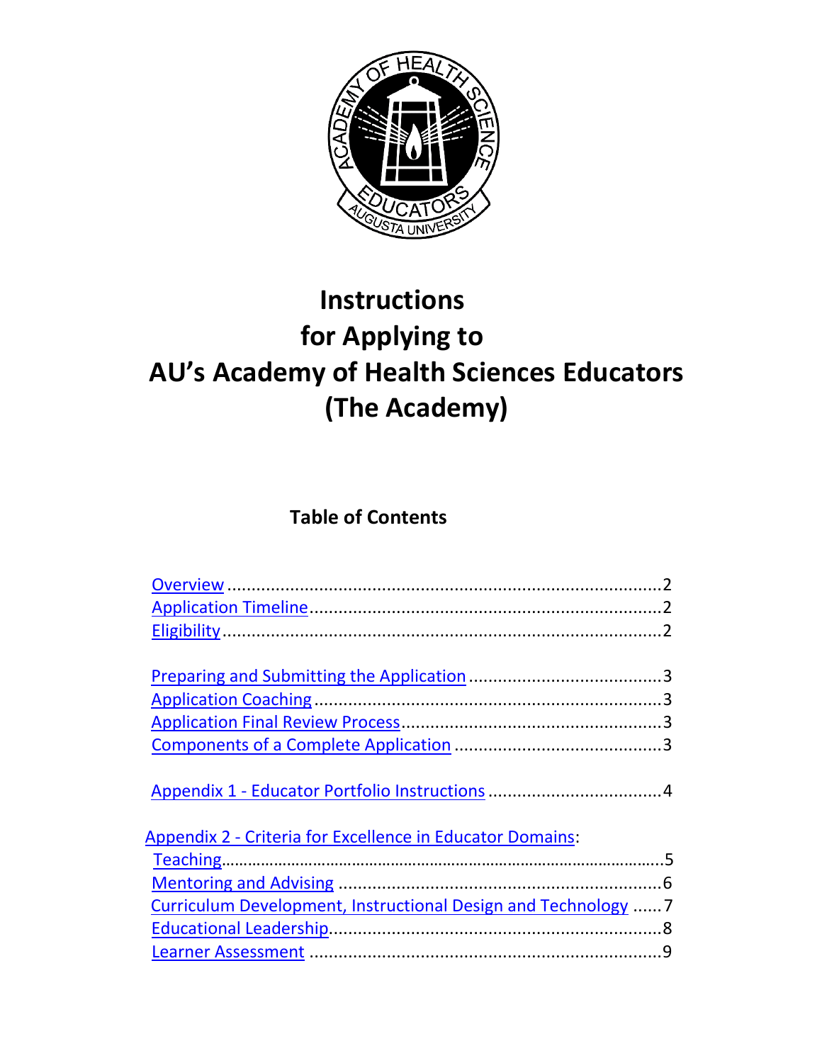# Instructions for Applying to AU's Academy of Health Sciences Educators (The Academy)

## Table of Contents

[Overview](#) .......... 2
[Application Timeline](#) .......... 2
[Eligibility](#) .......... 2

[Preparing and Submitting the Application](#) .......... 3
[Application Coaching](#) .......... 3
[Application Final Review Process](#) .......... 3
[Components of a Complete Application](#) .......... 3

[Appendix 1 - Educator Portfolio Instructions](#) .......... 4

[Appendix 2 - Criteria for Excellence in Educator Domains](#):
[Teaching](#) .......... 5
[Mentoring and Advising](#) .......... 6
[Curriculum Development, Instructional Design and Technology](#) .......... 7
[Educational Leadership](#) .......... 8
[Learner Assessment](#) .......... 9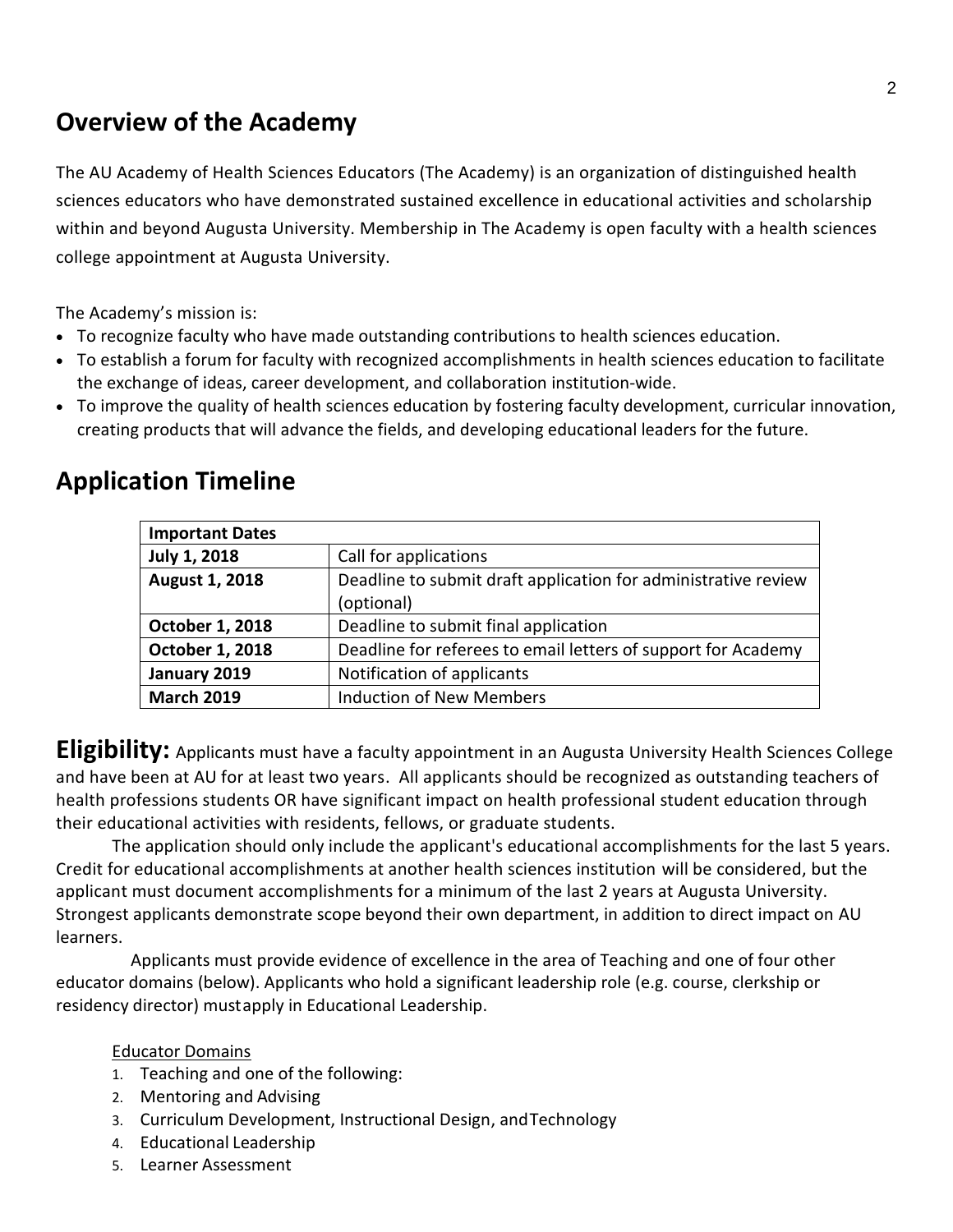## Overview of the Academy

The AU Academy of Health Sciences Educators (The Academy) is an organization of distinguished health sciences educators who have demonstrated sustained excellence in educational activities and scholarship within and beyond Augusta University. Membership in The Academy is open faculty with a health sciences college appointment at Augusta University.

The Academy's mission is:

- To recognize faculty who have made outstanding contributions to health sciences education.
- To establish a forum for faculty with recognized accomplishments in health sciences education to facilitate the exchange of ideas, career development, and collaboration institution-wide.
- To improve the quality of health sciences education by fostering faculty development, curricular innovation, creating products that will advance the fields, and developing educational leaders for the future.

## Application Timeline

| **Important Dates** | |
|---|---|
| **July 1, 2018** | Call for applications |
| **August 1, 2018** | Deadline to submit draft application for administrative review (optional) |
| **October 1, 2018** | Deadline to submit final application |
| **October 1, 2018** | Deadline for referees to email letters of support for Academy |
| **January 2019** | Notification of applicants |
| **March 2019** | Induction of New Members |

**Eligibility:** Applicants must have a faculty appointment in an Augusta University Health Sciences College and have been at AU for at least two years. All applicants should be recognized as outstanding teachers of health professions students OR have significant impact on health professional student education through their educational activities with residents, fellows, or graduate students.

The application should only include the applicant's educational accomplishments for the last 5 years. Credit for educational accomplishments at another health sciences institution will be considered, but the applicant must document accomplishments for a minimum of the last 2 years at Augusta University. Strongest applicants demonstrate scope beyond their own department, in addition to direct impact on AU learners.

Applicants must provide evidence of excellence in the area of Teaching and one of four other educator domains (below). Applicants who hold a significant leadership role (e.g. course, clerkship or residency director) mustapply in Educational Leadership.

Educator Domains

1. Teaching and one of the following:
2. Mentoring and Advising
3. Curriculum Development, Instructional Design, andTechnology
4. Educational Leadership
5. Learner Assessment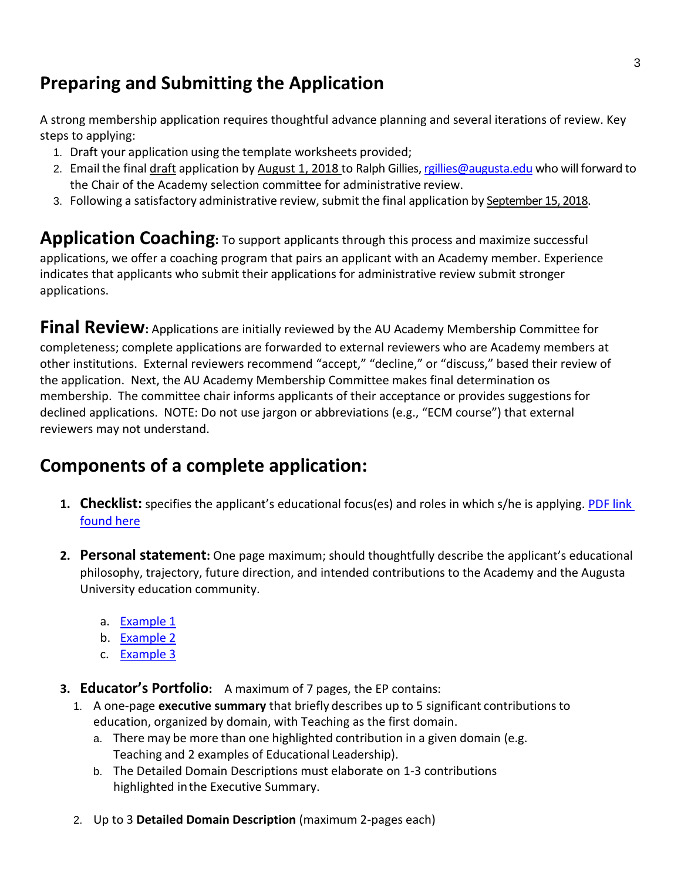## Preparing and Submitting the Application

A strong membership application requires thoughtful advance planning and several iterations of review. Key steps to applying:

1. Draft your application using the template worksheets provided;
2. Email the final draft application by August 1, 2018 to Ralph Gillies, rgillies@augusta.edu who will forward to the Chair of the Academy selection committee for administrative review.
3. Following a satisfactory administrative review, submit the final application by September 15, 2018.

**Application Coaching:** To support applicants through this process and maximize successful applications, we offer a coaching program that pairs an applicant with an Academy member. Experience indicates that applicants who submit their applications for administrative review submit stronger applications.

**Final Review:** Applications are initially reviewed by the AU Academy Membership Committee for completeness; complete applications are forwarded to external reviewers who are Academy members at other institutions. External reviewers recommend "accept," "decline," or "discuss," based their review of the application. Next, the AU Academy Membership Committee makes final determination os membership. The committee chair informs applicants of their acceptance or provides suggestions for declined applications. NOTE: Do not use jargon or abbreviations (e.g., "ECM course") that external reviewers may not understand.

## Components of a complete application:

1. **Checklist:** specifies the applicant's educational focus(es) and roles in which s/he is applying. PDF link found here

2. **Personal statement:** One page maximum; should thoughtfully describe the applicant's educational philosophy, trajectory, future direction, and intended contributions to the Academy and the Augusta University education community.

   a. Example 1
   b. Example 2
   c. Example 3

3. **Educator's Portfolio:** A maximum of 7 pages, the EP contains:
   1. A one-page **executive summary** that briefly describes up to 5 significant contributions to education, organized by domain, with Teaching as the first domain.
      a. There may be more than one highlighted contribution in a given domain (e.g. Teaching and 2 examples of Educational Leadership).
      b. The Detailed Domain Descriptions must elaborate on 1-3 contributions highlighted in the Executive Summary.
   2. Up to 3 **Detailed Domain Description** (maximum 2-pages each)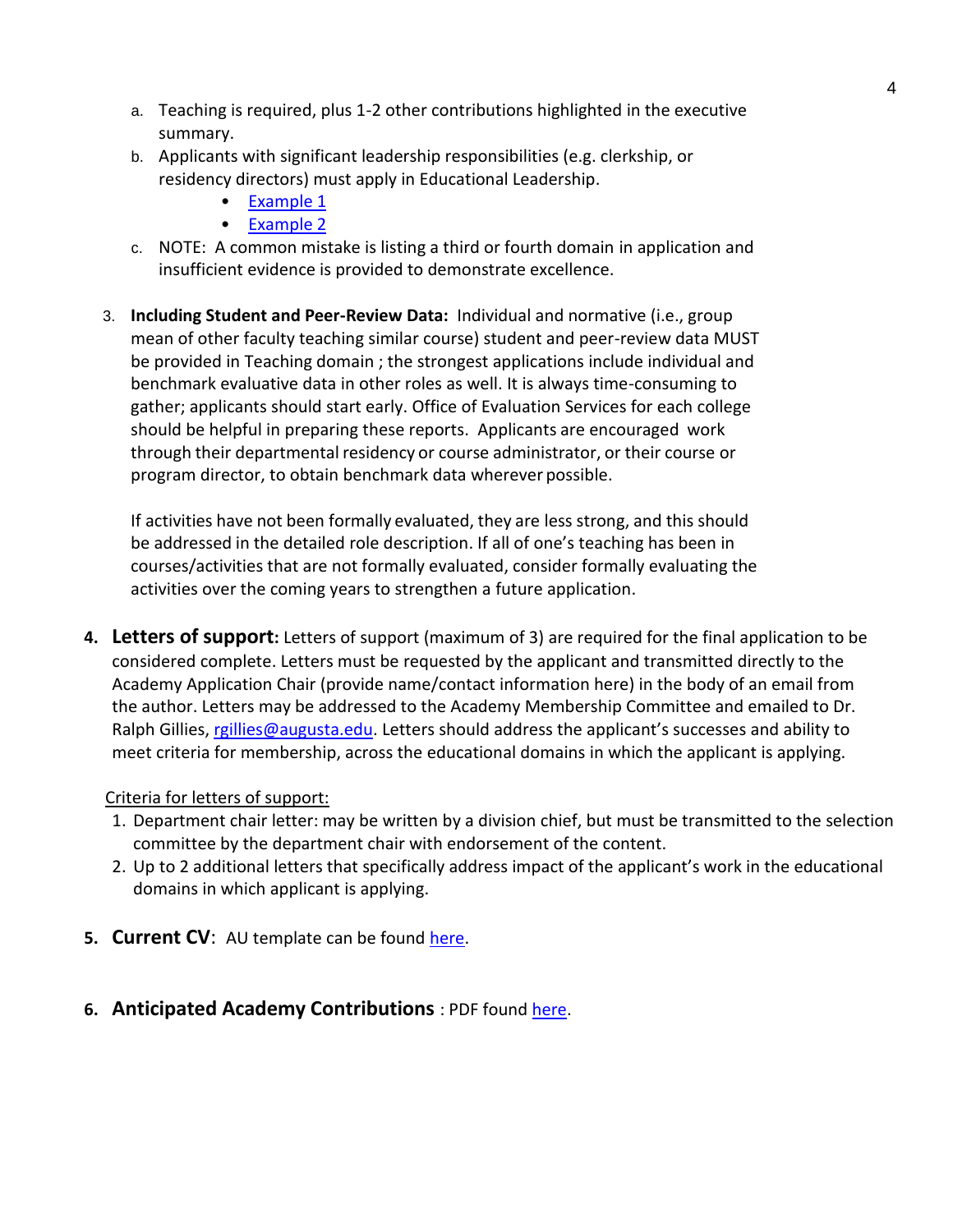a. Teaching is required, plus 1-2 other contributions highlighted in the executive summary.

b. Applicants with significant leadership responsibilities (e.g. clerkship, or residency directors) must apply in Educational Leadership.
   - [Example 1]()
   - [Example 2]()

c. NOTE: A common mistake is listing a third or fourth domain in application and insufficient evidence is provided to demonstrate excellence.

3. **Including Student and Peer-Review Data:** Individual and normative (i.e., group mean of other faculty teaching similar course) student and peer-review data MUST be provided in Teaching domain ; the strongest applications include individual and benchmark evaluative data in other roles as well. It is always time-consuming to gather; applicants should start early. Office of Evaluation Services for each college should be helpful in preparing these reports. Applicants are encouraged work through their departmental residency or course administrator, or their course or program director, to obtain benchmark data wherever possible.

   If activities have not been formally evaluated, they are less strong, and this should be addressed in the detailed role description. If all of one's teaching has been in courses/activities that are not formally evaluated, consider formally evaluating the activities over the coming years to strengthen a future application.

4. **Letters of support:** Letters of support (maximum of 3) are required for the final application to be considered complete. Letters must be requested by the applicant and transmitted directly to the Academy Application Chair (provide name/contact information here) in the body of an email from the author. Letters may be addressed to the Academy Membership Committee and emailed to Dr. Ralph Gillies, rgillies@augusta.edu. Letters should address the applicant's successes and ability to meet criteria for membership, across the educational domains in which the applicant is applying.

   Criteria for letters of support:
   1. Department chair letter: may be written by a division chief, but must be transmitted to the selection committee by the department chair with endorsement of the content.
   2. Up to 2 additional letters that specifically address impact of the applicant's work in the educational domains in which applicant is applying.

5. **Current CV**: AU template can be found [here]().

6. **Anticipated Academy Contributions** : PDF found [here]().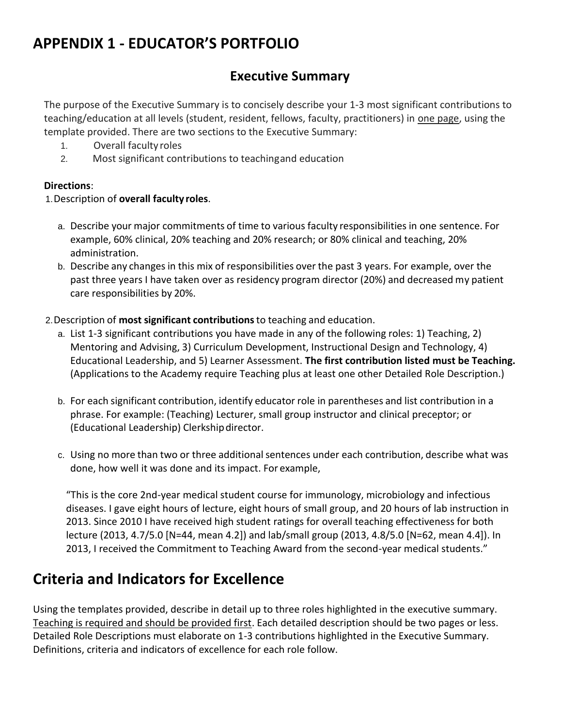# APPENDIX 1 - EDUCATOR'S PORTFOLIO

## Executive Summary

The purpose of the Executive Summary is to concisely describe your 1-3 most significant contributions to teaching/education at all levels (student, resident, fellows, faculty, practitioners) in <u>one page</u>, using the template provided. There are two sections to the Executive Summary:

1. Overall faculty roles
2. Most significant contributions to teaching and education

**Directions**:

1. Description of **overall faculty roles**.
   a. Describe your major commitments of time to various faculty responsibilities in one sentence. For example, 60% clinical, 20% teaching and 20% research; or 80% clinical and teaching, 20% administration.
   b. Describe any changes in this mix of responsibilities over the past 3 years. For example, over the past three years I have taken over as residency program director (20%) and decreased my patient care responsibilities by 20%.

2. Description of **most significant contributions** to teaching and education.
   a. List 1-3 significant contributions you have made in any of the following roles: 1) Teaching, 2) Mentoring and Advising, 3) Curriculum Development, Instructional Design and Technology, 4) Educational Leadership, and 5) Learner Assessment. **The first contribution listed must be Teaching.** (Applications to the Academy require Teaching plus at least one other Detailed Role Description.)

   b. For each significant contribution, identify educator role in parentheses and list contribution in a phrase. For example: (Teaching) Lecturer, small group instructor and clinical preceptor; or (Educational Leadership) Clerkship director.

   c. Using no more than two or three additional sentences under each contribution, describe what was done, how well it was done and its impact. For example,

   "This is the core 2nd-year medical student course for immunology, microbiology and infectious diseases. I gave eight hours of lecture, eight hours of small group, and 20 hours of lab instruction in 2013. Since 2010 I have received high student ratings for overall teaching effectiveness for both lecture (2013, 4.7/5.0 [N=44, mean 4.2]) and lab/small group (2013, 4.8/5.0 [N=62, mean 4.4]). In 2013, I received the Commitment to Teaching Award from the second-year medical students."

# Criteria and Indicators for Excellence

Using the templates provided, describe in detail up to three roles highlighted in the executive summary. <u>Teaching is required and should be provided first</u>. Each detailed description should be two pages or less. Detailed Role Descriptions must elaborate on 1-3 contributions highlighted in the Executive Summary. Definitions, criteria and indicators of excellence for each role follow.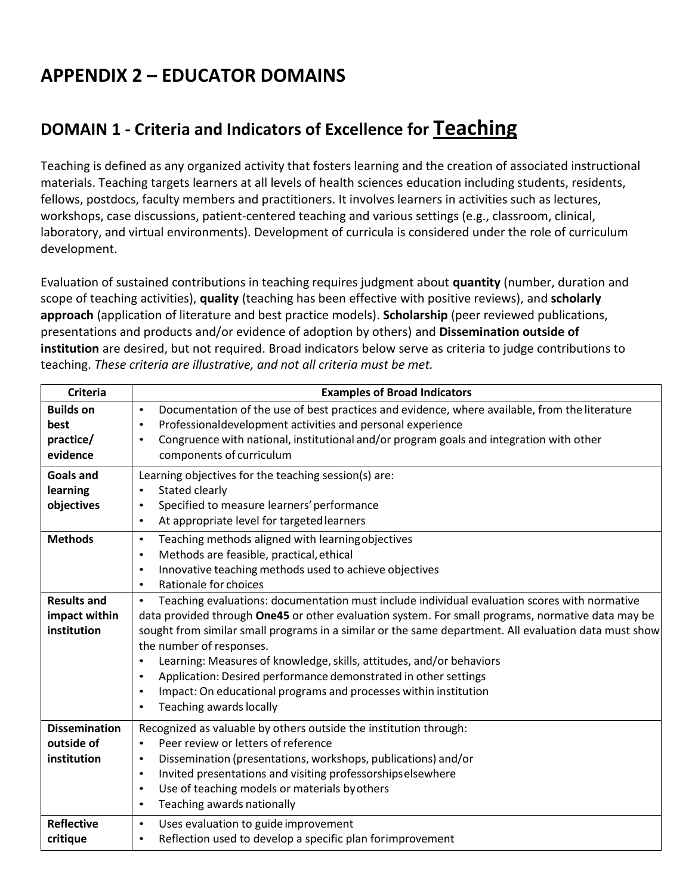# APPENDIX 2 – EDUCATOR DOMAINS

## DOMAIN 1 - Criteria and Indicators of Excellence for <u>Teaching</u>

Teaching is defined as any organized activity that fosters learning and the creation of associated instructional materials. Teaching targets learners at all levels of health sciences education including students, residents, fellows, postdocs, faculty members and practitioners. It involves learners in activities such as lectures, workshops, case discussions, patient-centered teaching and various settings (e.g., classroom, clinical, laboratory, and virtual environments). Development of curricula is considered under the role of curriculum development.

Evaluation of sustained contributions in teaching requires judgment about **quantity** (number, duration and scope of teaching activities), **quality** (teaching has been effective with positive reviews), and **scholarly approach** (application of literature and best practice models). **Scholarship** (peer reviewed publications, presentations and products and/or evidence of adoption by others) and **Dissemination outside of institution** are desired, but not required. Broad indicators below serve as criteria to judge contributions to teaching. *These criteria are illustrative, and not all criteria must be met.*

| Criteria | Examples of Broad Indicators |
|---|---|
| **Builds on best practice/ evidence** | • Documentation of the use of best practices and evidence, where available, from the literature<br>• Professional development activities and personal experience<br>• Congruence with national, institutional and/or program goals and integration with other components of curriculum |
| **Goals and learning objectives** | Learning objectives for the teaching session(s) are:<br>• Stated clearly<br>• Specified to measure learners' performance<br>• At appropriate level for targeted learners |
| **Methods** | • Teaching methods aligned with learning objectives<br>• Methods are feasible, practical, ethical<br>• Innovative teaching methods used to achieve objectives<br>• Rationale for choices |
| **Results and impact within institution** | • Teaching evaluations: documentation must include individual evaluation scores with normative data provided through **One45** or other evaluation system. For small programs, normative data may be sought from similar small programs in a similar or the same department. All evaluation data must show the number of responses.<br>• Learning: Measures of knowledge, skills, attitudes, and/or behaviors<br>• Application: Desired performance demonstrated in other settings<br>• Impact: On educational programs and processes within institution<br>• Teaching awards locally |
| **Dissemination outside of institution** | Recognized as valuable by others outside the institution through:<br>• Peer review or letters of reference<br>• Dissemination (presentations, workshops, publications) and/or<br>• Invited presentations and visiting professorships elsewhere<br>• Use of teaching models or materials by others<br>• Teaching awards nationally |
| **Reflective critique** | • Uses evaluation to guide improvement<br>• Reflection used to develop a specific plan for improvement |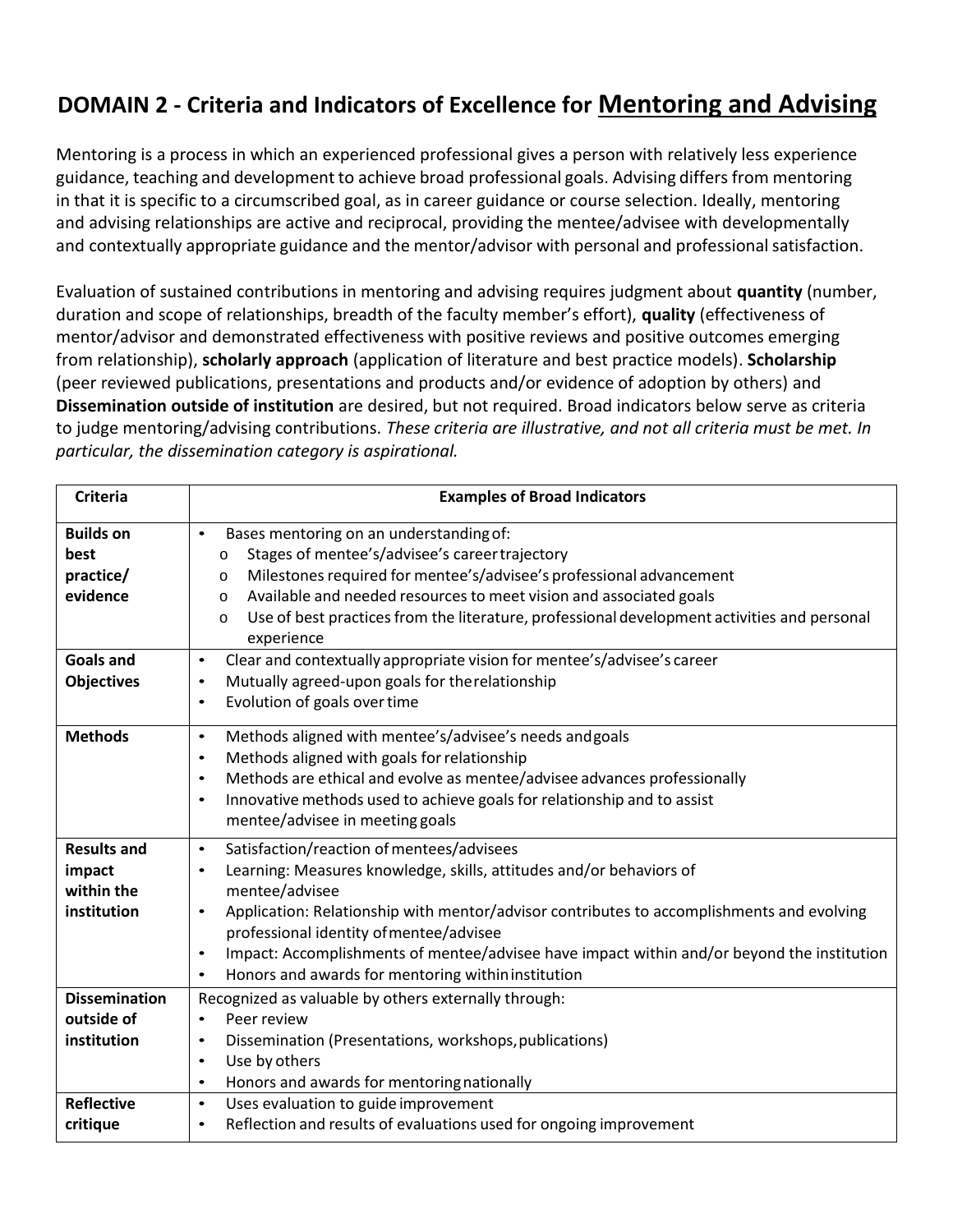# DOMAIN 2 - Criteria and Indicators of Excellence for <u>Mentoring and Advising</u>

Mentoring is a process in which an experienced professional gives a person with relatively less experience guidance, teaching and development to achieve broad professional goals. Advising differs from mentoring in that it is specific to a circumscribed goal, as in career guidance or course selection. Ideally, mentoring and advising relationships are active and reciprocal, providing the mentee/advisee with developmentally and contextually appropriate guidance and the mentor/advisor with personal and professional satisfaction.

Evaluation of sustained contributions in mentoring and advising requires judgment about **quantity** (number, duration and scope of relationships, breadth of the faculty member's effort), **quality** (effectiveness of mentor/advisor and demonstrated effectiveness with positive reviews and positive outcomes emerging from relationship), **scholarly approach** (application of literature and best practice models). **Scholarship** (peer reviewed publications, presentations and products and/or evidence of adoption by others) and **Dissemination outside of institution** are desired, but not required. Broad indicators below serve as criteria to judge mentoring/advising contributions. *These criteria are illustrative, and not all criteria must be met. In particular, the dissemination category is aspirational.*

| Criteria | Examples of Broad Indicators |
|---|---|
| **Builds on best practice/ evidence** | • Bases mentoring on an understanding of:<br>o Stages of mentee's/advisee's career trajectory<br>o Milestones required for mentee's/advisee's professional advancement<br>o Available and needed resources to meet vision and associated goals<br>o Use of best practices from the literature, professional development activities and personal experience |
| **Goals and Objectives** | • Clear and contextually appropriate vision for mentee's/advisee's career<br>• Mutually agreed-upon goals for the relationship<br>• Evolution of goals over time |
| **Methods** | • Methods aligned with mentee's/advisee's needs and goals<br>• Methods aligned with goals for relationship<br>• Methods are ethical and evolve as mentee/advisee advances professionally<br>• Innovative methods used to achieve goals for relationship and to assist mentee/advisee in meeting goals |
| **Results and impact within the institution** | • Satisfaction/reaction of mentees/advisees<br>• Learning: Measures knowledge, skills, attitudes and/or behaviors of mentee/advisee<br>• Application: Relationship with mentor/advisor contributes to accomplishments and evolving professional identity of mentee/advisee<br>• Impact: Accomplishments of mentee/advisee have impact within and/or beyond the institution<br>• Honors and awards for mentoring within institution |
| **Dissemination outside of institution** | Recognized as valuable by others externally through:<br>• Peer review<br>• Dissemination (Presentations, workshops, publications)<br>• Use by others<br>• Honors and awards for mentoring nationally |
| **Reflective critique** | • Uses evaluation to guide improvement<br>• Reflection and results of evaluations used for ongoing improvement |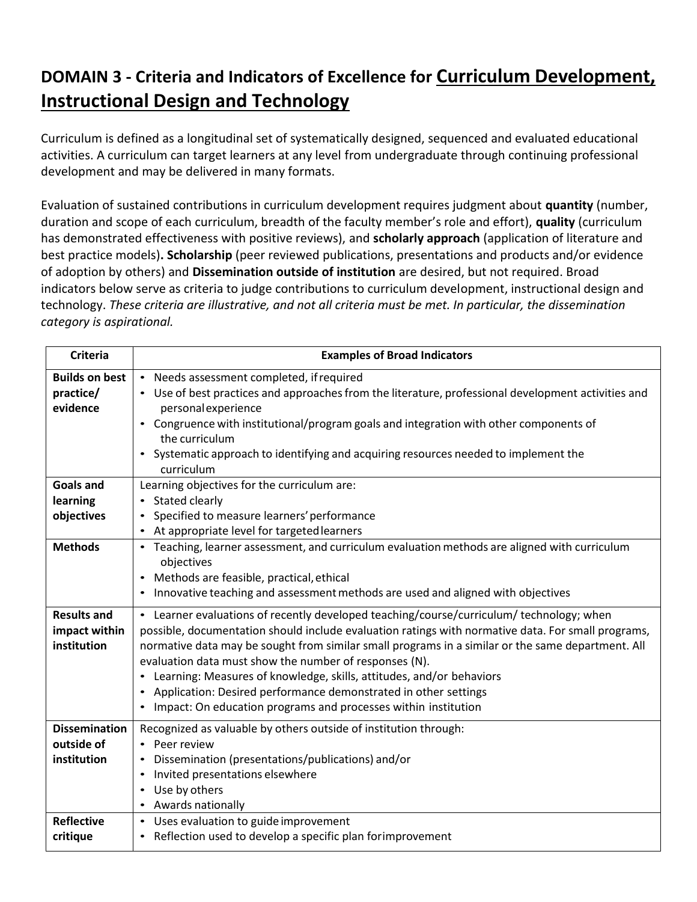# DOMAIN 3 - Criteria and Indicators of Excellence for <u>Curriculum Development, Instructional Design and Technology</u>

Curriculum is defined as a longitudinal set of systematically designed, sequenced and evaluated educational activities. A curriculum can target learners at any level from undergraduate through continuing professional development and may be delivered in many formats.

Evaluation of sustained contributions in curriculum development requires judgment about **quantity** (number, duration and scope of each curriculum, breadth of the faculty member's role and effort), **quality** (curriculum has demonstrated effectiveness with positive reviews), and **scholarly approach** (application of literature and best practice models)**. Scholarship** (peer reviewed publications, presentations and products and/or evidence of adoption by others) and **Dissemination outside of institution** are desired, but not required. Broad indicators below serve as criteria to judge contributions to curriculum development, instructional design and technology. *These criteria are illustrative, and not all criteria must be met. In particular, the dissemination category is aspirational.*

| Criteria | Examples of Broad Indicators |
|---|---|
| **Builds on best practice/ evidence** | • Needs assessment completed, if required<br>• Use of best practices and approaches from the literature, professional development activities and personal experience<br>• Congruence with institutional/program goals and integration with other components of the curriculum<br>• Systematic approach to identifying and acquiring resources needed to implement the curriculum |
| **Goals and learning objectives** | Learning objectives for the curriculum are:<br>• Stated clearly<br>• Specified to measure learners' performance<br>• At appropriate level for targeted learners |
| **Methods** | • Teaching, learner assessment, and curriculum evaluation methods are aligned with curriculum objectives<br>• Methods are feasible, practical, ethical<br>• Innovative teaching and assessment methods are used and aligned with objectives |
| **Results and impact within institution** | • Learner evaluations of recently developed teaching/course/curriculum/ technology; when possible, documentation should include evaluation ratings with normative data. For small programs, normative data may be sought from similar small programs in a similar or the same department. All evaluation data must show the number of responses (N).<br>• Learning: Measures of knowledge, skills, attitudes, and/or behaviors<br>• Application: Desired performance demonstrated in other settings<br>• Impact: On education programs and processes within institution |
| **Dissemination outside of institution** | Recognized as valuable by others outside of institution through:<br>• Peer review<br>• Dissemination (presentations/publications) and/or<br>• Invited presentations elsewhere<br>• Use by others<br>• Awards nationally |
| **Reflective critique** | • Uses evaluation to guide improvement<br>• Reflection used to develop a specific plan for improvement |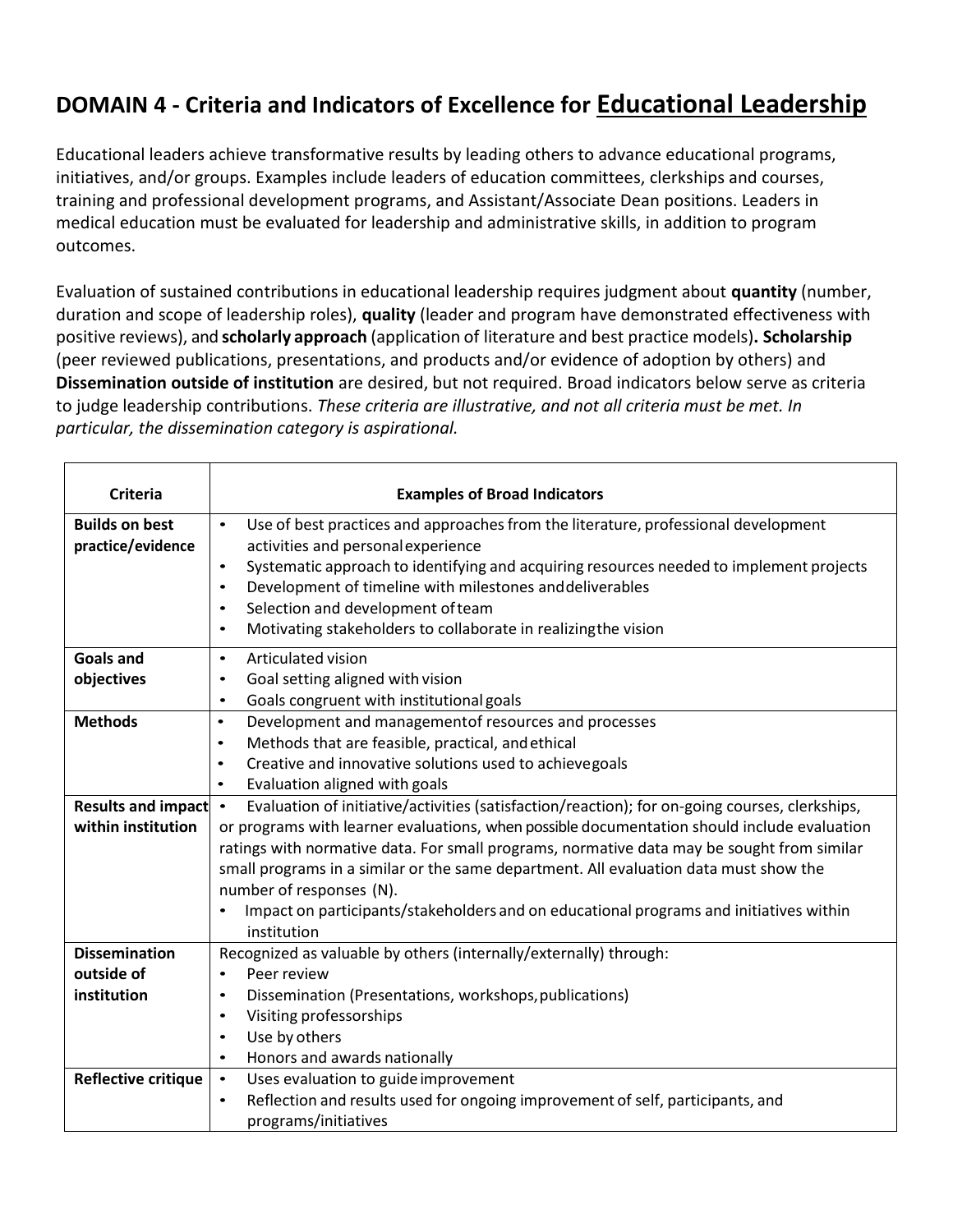# DOMAIN 4 - Criteria and Indicators of Excellence for Educational Leadership

Educational leaders achieve transformative results by leading others to advance educational programs, initiatives, and/or groups. Examples include leaders of education committees, clerkships and courses, training and professional development programs, and Assistant/Associate Dean positions. Leaders in medical education must be evaluated for leadership and administrative skills, in addition to program outcomes.

Evaluation of sustained contributions in educational leadership requires judgment about **quantity** (number, duration and scope of leadership roles), **quality** (leader and program have demonstrated effectiveness with positive reviews), and **scholarly approach** (application of literature and best practice models)**. Scholarship** (peer reviewed publications, presentations, and products and/or evidence of adoption by others) and **Dissemination outside of institution** are desired, but not required. Broad indicators below serve as criteria to judge leadership contributions. *These criteria are illustrative, and not all criteria must be met. In particular, the dissemination category is aspirational.*

| Criteria | Examples of Broad Indicators |
|---|---|
| **Builds on best practice/evidence** | • Use of best practices and approaches from the literature, professional development activities and personal experience<br>• Systematic approach to identifying and acquiring resources needed to implement projects<br>• Development of timeline with milestones and deliverables<br>• Selection and development of team<br>• Motivating stakeholders to collaborate in realizing the vision |
| **Goals and objectives** | • Articulated vision<br>• Goal setting aligned with vision<br>• Goals congruent with institutional goals |
| **Methods** | • Development and management of resources and processes<br>• Methods that are feasible, practical, and ethical<br>• Creative and innovative solutions used to achieve goals<br>• Evaluation aligned with goals |
| **Results and impact within institution** | • Evaluation of initiative/activities (satisfaction/reaction); for on-going courses, clerkships, or programs with learner evaluations, when possible documentation should include evaluation ratings with normative data. For small programs, normative data may be sought from similar small programs in a similar or the same department. All evaluation data must show the number of responses (N).<br>• Impact on participants/stakeholders and on educational programs and initiatives within institution |
| **Dissemination outside of institution** | Recognized as valuable by others (internally/externally) through:<br>• Peer review<br>• Dissemination (Presentations, workshops, publications)<br>• Visiting professorships<br>• Use by others<br>• Honors and awards nationally |
| **Reflective critique** | • Uses evaluation to guide improvement<br>• Reflection and results used for ongoing improvement of self, participants, and programs/initiatives |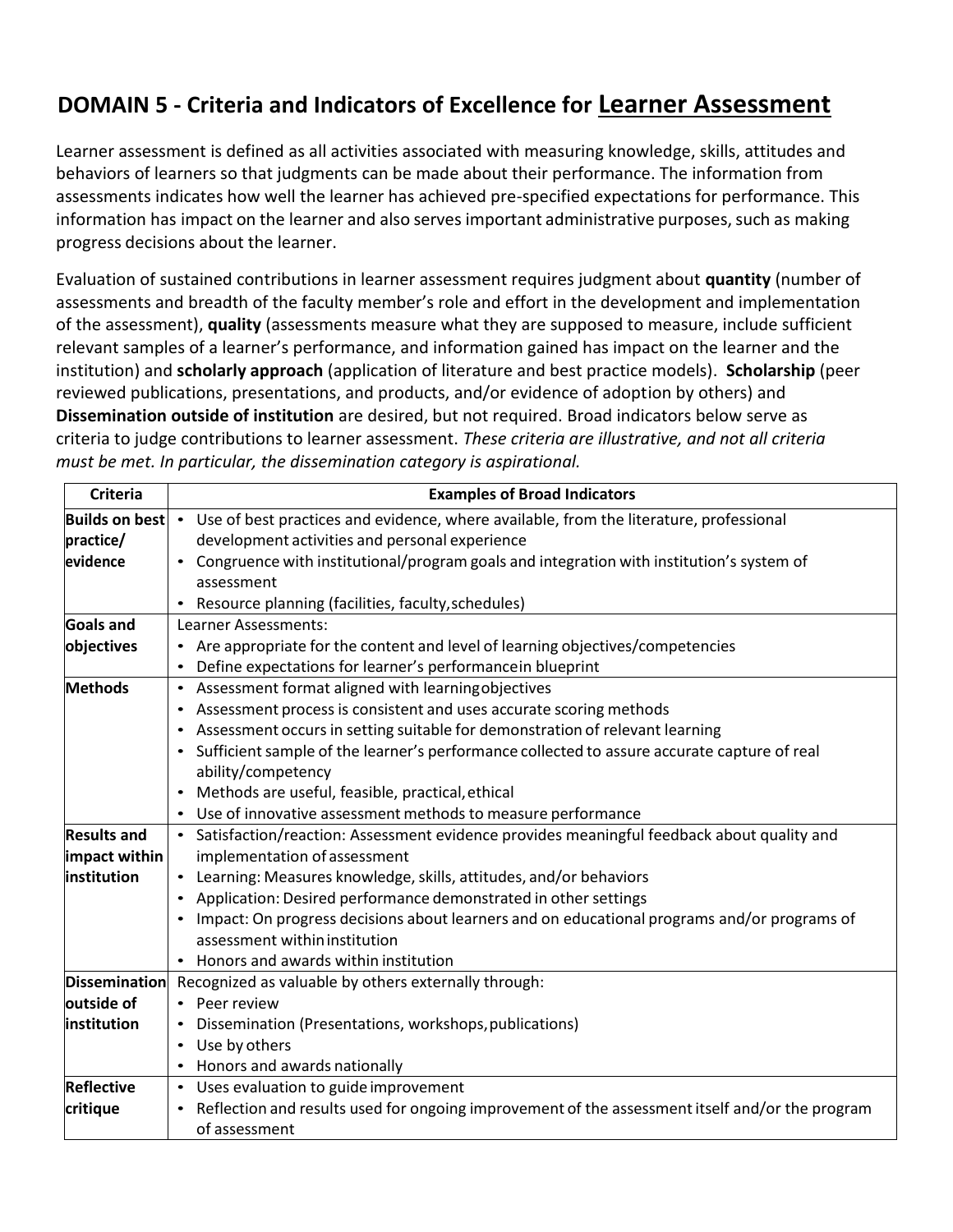# DOMAIN 5 - Criteria and Indicators of Excellence for <u>Learner Assessment</u>

Learner assessment is defined as all activities associated with measuring knowledge, skills, attitudes and behaviors of learners so that judgments can be made about their performance. The information from assessments indicates how well the learner has achieved pre-specified expectations for performance. This information has impact on the learner and also serves important administrative purposes, such as making progress decisions about the learner.

Evaluation of sustained contributions in learner assessment requires judgment about **quantity** (number of assessments and breadth of the faculty member's role and effort in the development and implementation of the assessment), **quality** (assessments measure what they are supposed to measure, include sufficient relevant samples of a learner's performance, and information gained has impact on the learner and the institution) and **scholarly approach** (application of literature and best practice models). **Scholarship** (peer reviewed publications, presentations, and products, and/or evidence of adoption by others) and **Dissemination outside of institution** are desired, but not required. Broad indicators below serve as criteria to judge contributions to learner assessment. *These criteria are illustrative, and not all criteria must be met. In particular, the dissemination category is aspirational.*

| Criteria | Examples of Broad Indicators |
|---|---|
| **Builds on best practice/ evidence** | • Use of best practices and evidence, where available, from the literature, professional development activities and personal experience<br>• Congruence with institutional/program goals and integration with institution's system of assessment<br>• Resource planning (facilities, faculty, schedules) |
| **Goals and objectives** | Learner Assessments:<br>• Are appropriate for the content and level of learning objectives/competencies<br>• Define expectations for learner's performance in blueprint |
| **Methods** | • Assessment format aligned with learning objectives<br>• Assessment process is consistent and uses accurate scoring methods<br>• Assessment occurs in setting suitable for demonstration of relevant learning<br>• Sufficient sample of the learner's performance collected to assure accurate capture of real ability/competency<br>• Methods are useful, feasible, practical, ethical<br>• Use of innovative assessment methods to measure performance |
| **Results and impact within institution** | • Satisfaction/reaction: Assessment evidence provides meaningful feedback about quality and implementation of assessment<br>• Learning: Measures knowledge, skills, attitudes, and/or behaviors<br>• Application: Desired performance demonstrated in other settings<br>• Impact: On progress decisions about learners and on educational programs and/or programs of assessment within institution<br>• Honors and awards within institution |
| **Dissemination outside of institution** | Recognized as valuable by others externally through:<br>• Peer review<br>• Dissemination (Presentations, workshops, publications)<br>• Use by others<br>• Honors and awards nationally |
| **Reflective critique** | • Uses evaluation to guide improvement<br>• Reflection and results used for ongoing improvement of the assessment itself and/or the program of assessment |